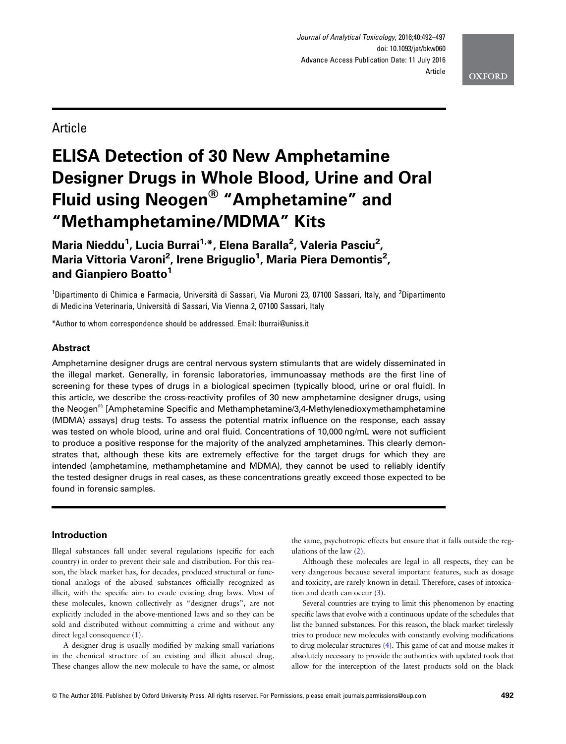Article

# ELISA Detection of 30 New Amphetamine Designer Drugs in Whole Blood, Urine and Oral Fluid using Neogen® "Amphetamine" and "Methamphetamine/MDMA" Kits

**Maria Nieddu[1], Lucia Burrai[1,*], Elena Baralla[2], Valeria Pasciu[2], Maria Vittoria Varoni[2], Irene Briguglio[1], Maria Piera Demontis[2], and Gianpiero Boatto[1]**

[1]Dipartimento di Chimica e Farmacia, Università di Sassari, Via Muroni 23, 07100 Sassari, Italy, and [2]Dipartimento di Medicina Veterinaria, Università di Sassari, Via Vienna 2, 07100 Sassari, Italy

*Author to whom correspondence should be addressed. Email: lburrai@uniss.it

## Abstract

Amphetamine designer drugs are central nervous system stimulants that are widely disseminated in the illegal market. Generally, in forensic laboratories, immunoassay methods are the first line of screening for these types of drugs in a biological specimen (typically blood, urine or oral fluid). In this article, we describe the cross-reactivity profiles of 30 new amphetamine designer drugs, using the Neogen® [Amphetamine Specific and Methamphetamine/3,4-Methylenedioxymethamphetamine (MDMA) assays] drug tests. To assess the potential matrix influence on the response, each assay was tested on whole blood, urine and oral fluid. Concentrations of 10,000 ng/mL were not sufficient to produce a positive response for the majority of the analyzed amphetamines. This clearly demonstrates that, although these kits are extremely effective for the target drugs for which they are intended (amphetamine, methamphetamine and MDMA), they cannot be used to reliably identify the tested designer drugs in real cases, as these concentrations greatly exceed those expected to be found in forensic samples.

## Introduction

Illegal substances fall under several regulations (specific for each country) in order to prevent their sale and distribution. For this reason, the black market has, for decades, produced structural or functional analogs of the abused substances officially recognized as illicit, with the specific aim to evade existing drug laws. Most of these molecules, known collectively as "designer drugs", are not explicitly included in the above-mentioned laws and so they can be sold and distributed without committing a crime and without any direct legal consequence (1).

A designer drug is usually modified by making small variations in the chemical structure of an existing and illicit abused drug. These changes allow the new molecule to have the same, or almost the same, psychotropic effects but ensure that it falls outside the regulations of the law (2).

Although these molecules are legal in all respects, they can be very dangerous because several important features, such as dosage and toxicity, are rarely known in detail. Therefore, cases of intoxication and death can occur (3).

Several countries are trying to limit this phenomenon by enacting specific laws that evolve with a continuous update of the schedules that list the banned substances. For this reason, the black market tirelessly tries to produce new molecules with constantly evolving modifications to drug molecular structures (4). This game of cat and mouse makes it absolutely necessary to provide the authorities with updated tools that allow for the interception of the latest products sold on the black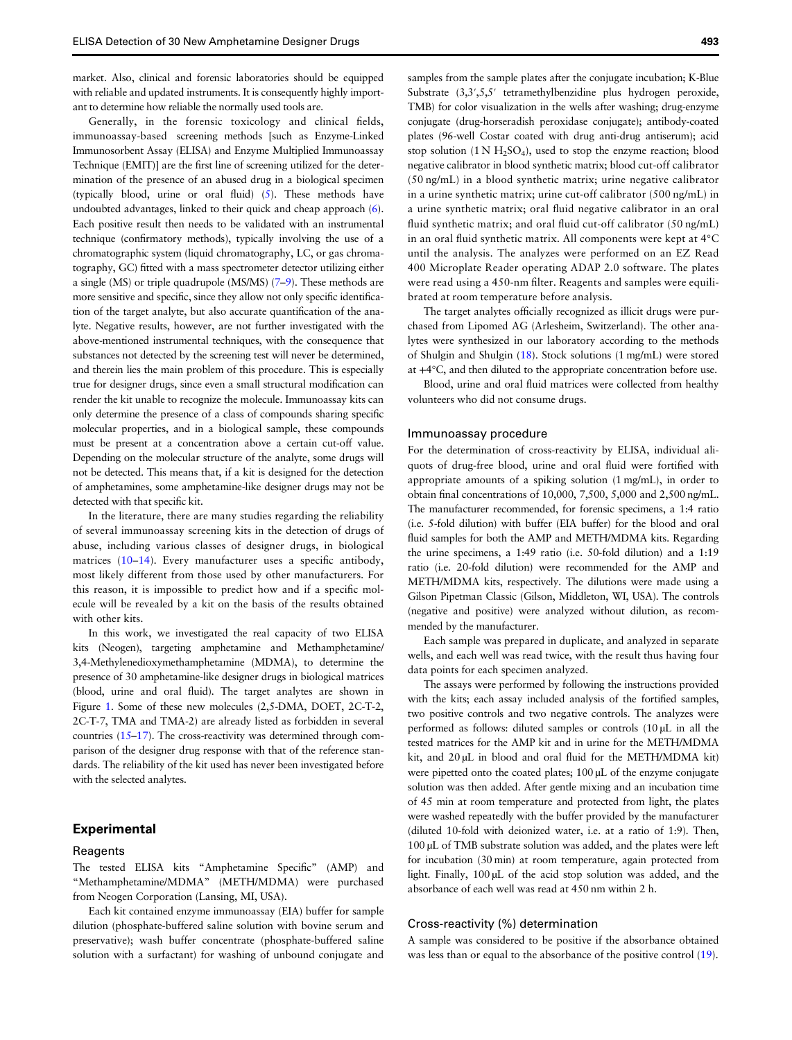market. Also, clinical and forensic laboratories should be equipped with reliable and updated instruments. It is consequently highly important to determine how reliable the normally used tools are.

Generally, in the forensic toxicology and clinical fields, immunoassay-based screening methods [such as Enzyme-Linked Immunosorbent Assay (ELISA) and Enzyme Multiplied Immunoassay Technique (EMIT)] are the first line of screening utilized for the determination of the presence of an abused drug in a biological specimen (typically blood, urine or oral fluid) (5). These methods have undoubted advantages, linked to their quick and cheap approach (6). Each positive result then needs to be validated with an instrumental technique (confirmatory methods), typically involving the use of a chromatographic system (liquid chromatography, LC, or gas chromatography, GC) fitted with a mass spectrometer detector utilizing either a single (MS) or triple quadrupole (MS/MS) (7–9). These methods are more sensitive and specific, since they allow not only specific identification of the target analyte, but also accurate quantification of the analyte. Negative results, however, are not further investigated with the above-mentioned instrumental techniques, with the consequence that substances not detected by the screening test will never be determined, and therein lies the main problem of this procedure. This is especially true for designer drugs, since even a small structural modification can render the kit unable to recognize the molecule. Immunoassay kits can only determine the presence of a class of compounds sharing specific molecular properties, and in a biological sample, these compounds must be present at a concentration above a certain cut-off value. Depending on the molecular structure of the analyte, some drugs will not be detected. This means that, if a kit is designed for the detection of amphetamines, some amphetamine-like designer drugs may not be detected with that specific kit.

In the literature, there are many studies regarding the reliability of several immunoassay screening kits in the detection of drugs of abuse, including various classes of designer drugs, in biological matrices (10–14). Every manufacturer uses a specific antibody, most likely different from those used by other manufacturers. For this reason, it is impossible to predict how and if a specific molecule will be revealed by a kit on the basis of the results obtained with other kits.

In this work, we investigated the real capacity of two ELISA kits (Neogen), targeting amphetamine and Methamphetamine/3,4-Methylenedioxymethamphetamine (MDMA), to determine the presence of 30 amphetamine-like designer drugs in biological matrices (blood, urine and oral fluid). The target analytes are shown in Figure 1. Some of these new molecules (2,5-DMA, DOET, 2C-T-2, 2C-T-7, TMA and TMA-2) are already listed as forbidden in several countries (15–17). The cross-reactivity was determined through comparison of the designer drug response with that of the reference standards. The reliability of the kit used has never been investigated before with the selected analytes.

## Experimental

### Reagents

The tested ELISA kits "Amphetamine Specific" (AMP) and "Methamphetamine/MDMA" (METH/MDMA) were purchased from Neogen Corporation (Lansing, MI, USA).

Each kit contained enzyme immunoassay (EIA) buffer for sample dilution (phosphate-buffered saline solution with bovine serum and preservative); wash buffer concentrate (phosphate-buffered saline solution with a surfactant) for washing of unbound conjugate and samples from the sample plates after the conjugate incubation; K-Blue Substrate (3,3′,5,5′ tetramethylbenzidine plus hydrogen peroxide, TMB) for color visualization in the wells after washing; drug-enzyme conjugate (drug-horseradish peroxidase conjugate); antibody-coated plates (96-well Costar coated with drug anti-drug antiserum); acid stop solution (1 N $H_2SO_4$), used to stop the enzyme reaction; blood negative calibrator in blood synthetic matrix; blood cut-off calibrator (50 ng/mL) in a blood synthetic matrix; urine negative calibrator in a urine synthetic matrix; urine cut-off calibrator (500 ng/mL) in a urine synthetic matrix; oral fluid negative calibrator in an oral fluid synthetic matrix; and oral fluid cut-off calibrator (50 ng/mL) in an oral fluid synthetic matrix. All components were kept at 4°C until the analysis. The analyzes were performed on an EZ Read 400 Microplate Reader operating ADAP 2.0 software. The plates were read using a 450-nm filter. Reagents and samples were equilibrated at room temperature before analysis.

The target analytes officially recognized as illicit drugs were purchased from Lipomed AG (Arlesheim, Switzerland). The other analytes were synthesized in our laboratory according to the methods of Shulgin and Shulgin (18). Stock solutions (1 mg/mL) were stored at +4°C, and then diluted to the appropriate concentration before use.

Blood, urine and oral fluid matrices were collected from healthy volunteers who did not consume drugs.

### Immunoassay procedure

For the determination of cross-reactivity by ELISA, individual aliquots of drug-free blood, urine and oral fluid were fortified with appropriate amounts of a spiking solution (1 mg/mL), in order to obtain final concentrations of 10,000, 7,500, 5,000 and 2,500 ng/mL. The manufacturer recommended, for forensic specimens, a 1:4 ratio (i.e. 5-fold dilution) with buffer (EIA buffer) for the blood and oral fluid samples for both the AMP and METH/MDMA kits. Regarding the urine specimens, a 1:49 ratio (i.e. 50-fold dilution) and a 1:19 ratio (i.e. 20-fold dilution) were recommended for the AMP and METH/MDMA kits, respectively. The dilutions were made using a Gilson Pipetman Classic (Gilson, Middleton, WI, USA). The controls (negative and positive) were analyzed without dilution, as recommended by the manufacturer.

Each sample was prepared in duplicate, and analyzed in separate wells, and each well was read twice, with the result thus having four data points for each specimen analyzed.

The assays were performed by following the instructions provided with the kits; each assay included analysis of the fortified samples, two positive controls and two negative controls. The analyzes were performed as follows: diluted samples or controls (10 µL in all the tested matrices for the AMP kit and in urine for the METH/MDMA kit, and 20 µL in blood and oral fluid for the METH/MDMA kit) were pipetted onto the coated plates; 100 µL of the enzyme conjugate solution was then added. After gentle mixing and an incubation time of 45 min at room temperature and protected from light, the plates were washed repeatedly with the buffer provided by the manufacturer (diluted 10-fold with deionized water, i.e. at a ratio of 1:9). Then, 100 µL of TMB substrate solution was added, and the plates were left for incubation (30 min) at room temperature, again protected from light. Finally, 100 µL of the acid stop solution was added, and the absorbance of each well was read at 450 nm within 2 h.

### Cross-reactivity (%) determination

A sample was considered to be positive if the absorbance obtained was less than or equal to the absorbance of the positive control (19).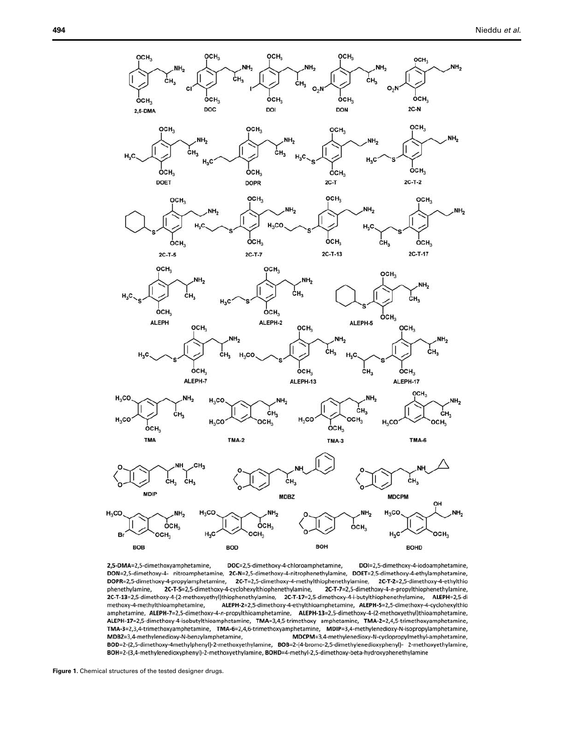**2,5-DMA**=2,5-dimethoxyamphetamine, **DOC**=2,5-dimethoxy-4-chloroamphetamine, **DOI**=2,5-dimethoxy-4-iodoamphetamine, **DON**=2,5-dimethoxy-4- nitroamphetamine, **2C-N**=2,5-dimethoxy-4-nitrophenethylamine, **DOET**=2,5-dimethoxy-4-ethylamphetamine, **DOPR**=2,5-dimethoxy-4-propylamphetamine, **2C-T**=2,5-dimethoxy-4-methylthiophenethylamine, **2C-T-2**=2,5-dimethoxy-4-ethylthio phenethylamine, **2C-T-5**=2,5-dimethoxy-4-cyclohexylthiophenethylamine, **2C-T-7**=2,5-dimethoxy-4-*n*-propylthiophenethylamine, **2C-T-13**=2,5-dimethoxy-4-(2-methoxyethyl)thiophenethylamine, **2C-T-17**=2,5-dimethoxy-4-i-butylthiophenethylamine, **ALEPH**=2,5-di methoxy-4-methylthioamphetamine, **ALEPH-2**=2,5-dimethoxy-4-ethylthioamphetamine, **ALEPH-5**=2,5-dimethoxy-4-cyclohexylthio amphetamine, **ALEPH-7**=2,5-dimethoxy-4-*n*-propylthioamphetamine, **ALEPH-13**=2,5-dimethoxy-4-(2-methoxyethyl)thioamphetamine, **ALEPH-17**=2,5-dimethoxy-4-isobutylthioamphetamine, **TMA**=3,4,5-trimethoxy amphetamine, **TMA-2**=2,4,5-trimethoxyamphetamine, **TMA-3**=2,3,4-trimethoxyamphetamine, **TMA-6**=2,4,6-trimethoxyamphetamine, **MDIP**=3,4-methylenedioxy-N-isopropylamphetamine, **MDBZ**=3,4-methylenedioxy-N-benzylamphetamine, **MDCPM**=3,4-methylenedioxy-N-cyclopropylmethyl-amphetamine, **BOD**=2-(2,5-dimethoxy-4methylphenyl)-2-methoxyethylamine, **BOB**=2-(4-bromo-2,5-dimethylenedioxyphenyl)- 2-methoxyethylamine, **BOH**=2-(3,4-methylenedioxyphenyl)-2-methoxyethylamine, **BOHD**=4-methyl-2,5-dimethoxy-beta-hydroxyphenethylamine

**Figure 1.** Chemical structures of the tested designer drugs.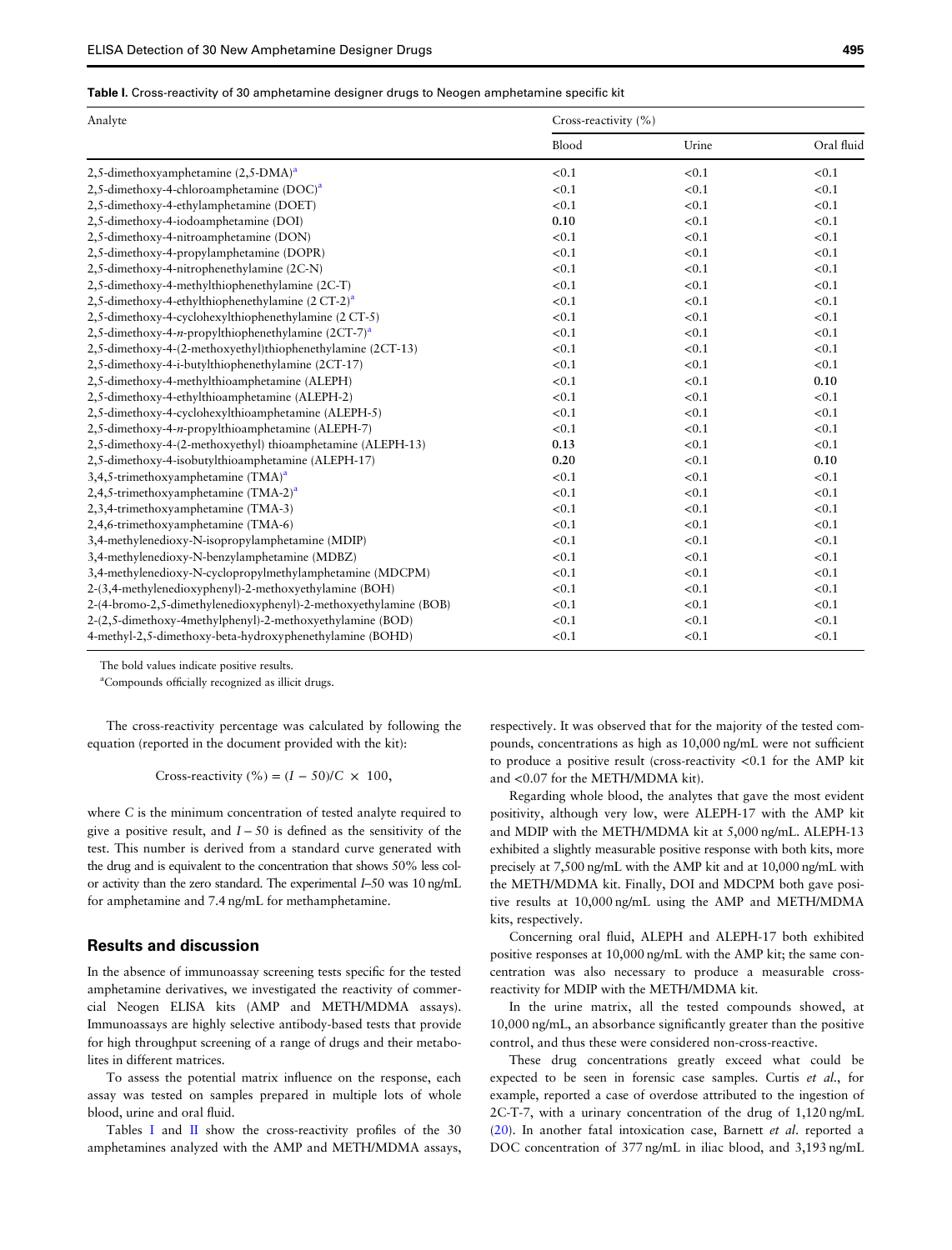**Table I.** Cross-reactivity of 30 amphetamine designer drugs to Neogen amphetamine specific kit

| Analyte | Cross-reactivity (%) | | |
|---|---|---|---|
| | Blood | Urine | Oral fluid |
| 2,5-dimethoxyamphetamine (2,5-DMA)[a] | <0.1 | <0.1 | <0.1 |
| 2,5-dimethoxy-4-chloroamphetamine (DOC)[a] | <0.1 | <0.1 | <0.1 |
| 2,5-dimethoxy-4-ethylamphetamine (DOET) | <0.1 | <0.1 | <0.1 |
| 2,5-dimethoxy-4-iodoamphetamine (DOI) | **0.10** | <0.1 | <0.1 |
| 2,5-dimethoxy-4-nitroamphetamine (DON) | <0.1 | <0.1 | <0.1 |
| 2,5-dimethoxy-4-propylamphetamine (DOPR) | <0.1 | <0.1 | <0.1 |
| 2,5-dimethoxy-4-nitrophenethylamine (2C-N) | <0.1 | <0.1 | <0.1 |
| 2,5-dimethoxy-4-methylthiophenethylamine (2C-T) | <0.1 | <0.1 | <0.1 |
| 2,5-dimethoxy-4-ethylthiophenethylamine (2 CT-2)[a] | <0.1 | <0.1 | <0.1 |
| 2,5-dimethoxy-4-cyclohexylthiophenethylamine (2 CT-5) | <0.1 | <0.1 | <0.1 |
| 2,5-dimethoxy-4-*n*-propylthiophenethylamine (2CT-7)[a] | <0.1 | <0.1 | <0.1 |
| 2,5-dimethoxy-4-(2-methoxyethyl)thiophenethylamine (2CT-13) | <0.1 | <0.1 | <0.1 |
| 2,5-dimethoxy-4-i-butylthiophenethylamine (2CT-17) | <0.1 | <0.1 | <0.1 |
| 2,5-dimethoxy-4-methylthioamphetamine (ALEPH) | <0.1 | <0.1 | **0.10** |
| 2,5-dimethoxy-4-ethylthioamphetamine (ALEPH-2) | <0.1 | <0.1 | <0.1 |
| 2,5-dimethoxy-4-cyclohexylthioamphetamine (ALEPH-5) | <0.1 | <0.1 | <0.1 |
| 2,5-dimethoxy-4-*n*-propylthioamphetamine (ALEPH-7) | <0.1 | <0.1 | <0.1 |
| 2,5-dimethoxy-4-(2-methoxyethyl) thioamphetamine (ALEPH-13) | **0.13** | <0.1 | <0.1 |
| 2,5-dimethoxy-4-isobutylthioamphetamine (ALEPH-17) | **0.20** | <0.1 | **0.10** |
| 3,4,5-trimethoxyamphetamine (TMA)[a] | <0.1 | <0.1 | <0.1 |
| 2,4,5-trimethoxyamphetamine (TMA-2)[a] | <0.1 | <0.1 | <0.1 |
| 2,3,4-trimethoxyamphetamine (TMA-3) | <0.1 | <0.1 | <0.1 |
| 2,4,6-trimethoxyamphetamine (TMA-6) | <0.1 | <0.1 | <0.1 |
| 3,4-methylenedioxy-N-isopropylamphetamine (MDIP) | <0.1 | <0.1 | <0.1 |
| 3,4-methylenedioxy-N-benzylamphetamine (MDBZ) | <0.1 | <0.1 | <0.1 |
| 3,4-methylenedioxy-N-cyclopropylmethylamphetamine (MDCPM) | <0.1 | <0.1 | <0.1 |
| 2-(3,4-methylenedioxyphenyl)-2-methoxyethylamine (BOH) | <0.1 | <0.1 | <0.1 |
| 2-(4-bromo-2,5-dimethylenedioxyphenyl)-2-methoxyethylamine (BOB) | <0.1 | <0.1 | <0.1 |
| 2-(2,5-dimethoxy-4methylphenyl)-2-methoxyethylamine (BOD) | <0.1 | <0.1 | <0.1 |
| 4-methyl-2,5-dimethoxy-beta-hydroxyphenethylamine (BOHD) | <0.1 | <0.1 | <0.1 |

The bold values indicate positive results.

[a]Compounds officially recognized as illicit drugs.

The cross-reactivity percentage was calculated by following the equation (reported in the document provided with the kit):

$$\text{Cross-reactivity (\%)} = (I - 50)/C \times 100,$$

where $C$ is the minimum concentration of tested analyte required to give a positive result, and $I - 50$ is defined as the sensitivity of the test. This number is derived from a standard curve generated with the drug and is equivalent to the concentration that shows 50% less color activity than the zero standard. The experimental $I$–50 was 10 ng/mL for amphetamine and 7.4 ng/mL for methamphetamine.

## Results and discussion

In the absence of immunoassay screening tests specific for the tested amphetamine derivatives, we investigated the reactivity of commercial Neogen ELISA kits (AMP and METH/MDMA assays). Immunoassays are highly selective antibody-based tests that provide for high throughput screening of a range of drugs and their metabolites in different matrices.

To assess the potential matrix influence on the response, each assay was tested on samples prepared in multiple lots of whole blood, urine and oral fluid.

Tables I and II show the cross-reactivity profiles of the 30 amphetamines analyzed with the AMP and METH/MDMA assays, respectively. It was observed that for the majority of the tested compounds, concentrations as high as 10,000 ng/mL were not sufficient to produce a positive result (cross-reactivity <0.1 for the AMP kit and <0.07 for the METH/MDMA kit).

Regarding whole blood, the analytes that gave the most evident positivity, although very low, were ALEPH-17 with the AMP kit and MDIP with the METH/MDMA kit at 5,000 ng/mL. ALEPH-13 exhibited a slightly measurable positive response with both kits, more precisely at 7,500 ng/mL with the AMP kit and at 10,000 ng/mL with the METH/MDMA kit. Finally, DOI and MDCPM both gave positive results at 10,000 ng/mL using the AMP and METH/MDMA kits, respectively.

Concerning oral fluid, ALEPH and ALEPH-17 both exhibited positive responses at 10,000 ng/mL with the AMP kit; the same concentration was also necessary to produce a measurable cross-reactivity for MDIP with the METH/MDMA kit.

In the urine matrix, all the tested compounds showed, at 10,000 ng/mL, an absorbance significantly greater than the positive control, and thus these were considered non-cross-reactive.

These drug concentrations greatly exceed what could be expected to be seen in forensic case samples. Curtis *et al.*, for example, reported a case of overdose attributed to the ingestion of 2C-T-7, with a urinary concentration of the drug of 1,120 ng/mL (20). In another fatal intoxication case, Barnett *et al.* reported a DOC concentration of 377 ng/mL in iliac blood, and 3,193 ng/mL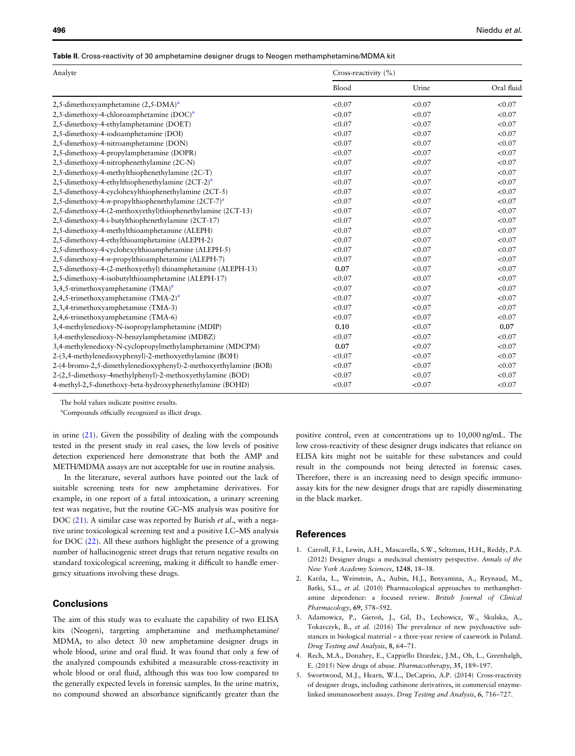**Table II.** Cross-reactivity of 30 amphetamine designer drugs to Neogen methamphetamine/MDMA kit

| Analyte | Cross-reactivity (%) | | |
|---|---|---|---|
| | Blood | Urine | Oral fluid |
| 2,5-dimethoxyamphetamine (2,5-DMA)[a] | <0.07 | <0.07 | <0.07 |
| 2,5-dimethoxy-4-chloroamphetamine (DOC)[a] | <0.07 | <0.07 | <0.07 |
| 2,5-dimethoxy-4-ethylamphetamine (DOET) | <0.07 | <0.07 | <0.07 |
| 2,5-dimethoxy-4-iodoamphetamine (DOI) | <0.07 | <0.07 | <0.07 |
| 2,5-dimethoxy-4-nitroamphetamine (DON) | <0.07 | <0.07 | <0.07 |
| 2,5-dimethoxy-4-propylamphetamine (DOPR) | <0.07 | <0.07 | <0.07 |
| 2,5-dimethoxy-4-nitrophenethylamine (2C-N) | <0.07 | <0.07 | <0.07 |
| 2,5-dimethoxy-4-methylthiophenethylamine (2C-T) | <0.07 | <0.07 | <0.07 |
| 2,5-dimethoxy-4-ethylthiophenethylamine (2CT-2)[a] | <0.07 | <0.07 | <0.07 |
| 2,5-dimethoxy-4-cyclohexylthiophenethylamine (2CT-5) | <0.07 | <0.07 | <0.07 |
| 2,5-dimethoxy-4-*n*-propylthiophenethylamine (2CT-7)[a] | <0.07 | <0.07 | <0.07 |
| 2,5-dimethoxy-4-(2-methoxyethyl)thiophenethylamine (2CT-13) | <0.07 | <0.07 | <0.07 |
| 2,5-dimethoxy-4-i-butylthiophenethylamine (2CT-17) | <0.07 | <0.07 | <0.07 |
| 2,5-dimethoxy-4-methylthioamphetamine (ALEPH) | <0.07 | <0.07 | <0.07 |
| 2,5-dimethoxy-4-ethylthioamphetamine (ALEPH-2) | <0.07 | <0.07 | <0.07 |
| 2,5-dimethoxy-4-cyclohexylthioamphetamine (ALEPH-5) | <0.07 | <0.07 | <0.07 |
| 2,5-dimethoxy-4-*n*-propylthioamphetamine (ALEPH-7) | <0.07 | <0.07 | <0.07 |
| 2,5-dimethoxy-4-(2-methoxyethyl) thioamphetamine (ALEPH-13) | **0.07** | <0.07 | <0.07 |
| 2,5-dimethoxy-4-isobutylthioamphetamine (ALEPH-17) | <0.07 | <0.07 | <0.07 |
| 3,4,5-trimethoxyamphetamine (TMA)[a] | <0.07 | <0.07 | <0.07 |
| 2,4,5-trimethoxyamphetamine (TMA-2)[a] | <0.07 | <0.07 | <0.07 |
| 2,3,4-trimethoxyamphetamine (TMA-3) | <0.07 | <0.07 | <0.07 |
| 2,4,6-trimethoxyamphetamine (TMA-6) | <0.07 | <0.07 | <0.07 |
| 3,4-methylenedioxy-N-isopropylamphetamine (MDIP) | **0.10** | <0.07 | **0.07** |
| 3,4-methylenedioxy-N-benzylamphetamine (MDBZ) | <0.07 | <0.07 | <0.07 |
| 3,4-methylenedioxy-N-cyclopropylmethylamphetamine (MDCPM) | **0.07** | <0.07 | <0.07 |
| 2-(3,4-methylenedioxyphenyl)-2-methoxyethylamine (BOH) | <0.07 | <0.07 | <0.07 |
| 2-(4-bromo-2,5-dimethylenedioxyphenyl)-2-methoxyethylamine (BOB) | <0.07 | <0.07 | <0.07 |
| 2-(2,5-dimethoxy-4methylphenyl)-2-methoxyethylamine (BOD) | <0.07 | <0.07 | <0.07 |
| 4-methyl-2,5-dimethoxy-beta-hydroxyphenethylamine (BOHD) | <0.07 | <0.07 | <0.07 |

The bold values indicate positive results.

[a]Compounds officially recognized as illicit drugs.

in urine (21). Given the possibility of dealing with the compounds tested in the present study in real cases, the low levels of positive detection experienced here demonstrate that both the AMP and METH/MDMA assays are not acceptable for use in routine analysis.

In the literature, several authors have pointed out the lack of suitable screening tests for new amphetamine derivatives. For example, in one report of a fatal intoxication, a urinary screening test was negative, but the routine GC–MS analysis was positive for DOC (21). A similar case was reported by Burish *et al*., with a negative urine toxicological screening test and a positive LC–MS analysis for DOC (22). All these authors highlight the presence of a growing number of hallucinogenic street drugs that return negative results on standard toxicological screening, making it difficult to handle emergency situations involving these drugs.

## Conclusions

The aim of this study was to evaluate the capability of two ELISA kits (Neogen), targeting amphetamine and methamphetamine/MDMA, to also detect 30 new amphetamine designer drugs in whole blood, urine and oral fluid. It was found that only a few of the analyzed compounds exhibited a measurable cross-reactivity in whole blood or oral fluid, although this was too low compared to the generally expected levels in forensic samples. In the urine matrix, no compound showed an absorbance significantly greater than the positive control, even at concentrations up to 10,000 ng/mL. The low cross-reactivity of these designer drugs indicates that reliance on ELISA kits might not be suitable for these substances and could result in the compounds not being detected in forensic cases. Therefore, there is an increasing need to design specific immunoassay kits for the new designer drugs that are rapidly disseminating in the black market.

## References

1. Carroll, F.I., Lewin, A.H., Mascarella, S.W., Seltzman, H.H., Reddy, P.A. (2012) Designer drugs: a medicinal chemistry perspective. *Annals of the New York Academy Sciences*, **1248**, 18–38.
2. Karila, L., Weinstein, A., Aubin, H.J., Benyamina, A., Reynaud, M., Batki, S.L., *et al.* (2010) Pharmacological approaches to methamphetamine dependence: a focused review. *British Journal of Clinical Pharmacology*, **69**, 578–592.
3. Adamowicz, P., Gieroń, J., Gil, D., Lechowicz, W., Skulska, A., Tokarczyk, B., *et al.* (2016) The prevalence of new psychoactive substances in biological material – a three-year review of casework in Poland. *Drug Testing and Analysis*, **8**, 64–71.
4. Rech, M.A., Donahey, E., Cappiello Dziedzic, J.M., Oh, L., Greenhalgh, E. (2015) New drugs of abuse. *Pharmacotherapy*, **35**, 189–197.
5. Swortwood, M.J., Hearn, W.L., DeCaprio, A.P. (2014) Cross-reactivity of designer drugs, including cathinone derivatives, in commercial enzyme-linked immunosorbent assays. *Drug Testing and Analysis*, **6**, 716–727.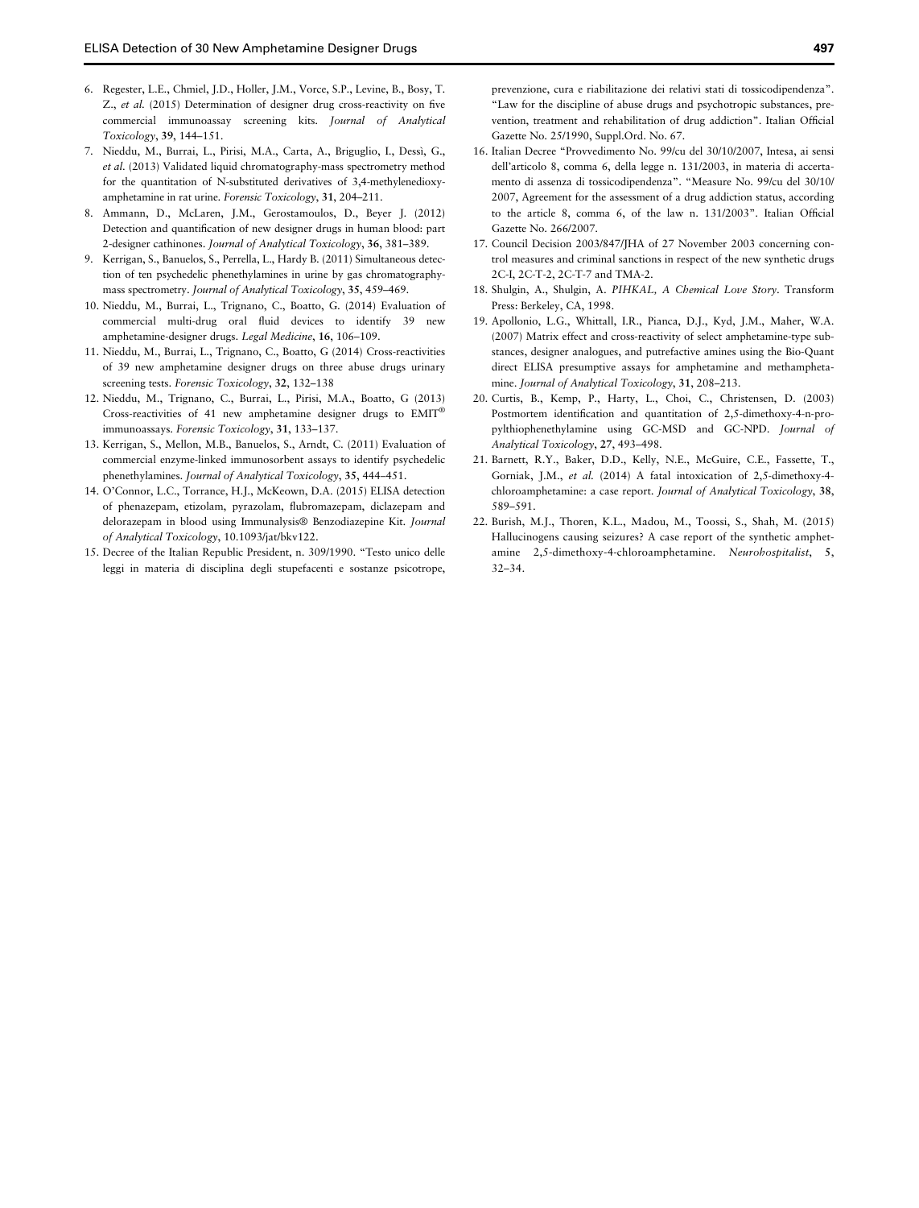6. Regester, L.E., Chmiel, J.D., Holler, J.M., Vorce, S.P., Levine, B., Bosy, T. Z., *et al.* (2015) Determination of designer drug cross-reactivity on five commercial immunoassay screening kits. *Journal of Analytical Toxicology*, **39**, 144–151.
7. Nieddu, M., Burrai, L., Pirisi, M.A., Carta, A., Briguglio, I., Dessì, G., *et al.* (2013) Validated liquid chromatography-mass spectrometry method for the quantitation of N-substituted derivatives of 3,4-methylenedioxyamphetamine in rat urine. *Forensic Toxicology*, **31**, 204–211.
8. Ammann, D., McLaren, J.M., Gerostamoulos, D., Beyer J. (2012) Detection and quantification of new designer drugs in human blood: part 2-designer cathinones. *Journal of Analytical Toxicology*, **36**, 381–389.
9. Kerrigan, S., Banuelos, S., Perrella, L., Hardy B. (2011) Simultaneous detection of ten psychedelic phenethylamines in urine by gas chromatography-mass spectrometry. *Journal of Analytical Toxicology*, **35**, 459–469.
10. Nieddu, M., Burrai, L., Trignano, C., Boatto, G. (2014) Evaluation of commercial multi-drug oral fluid devices to identify 39 new amphetamine-designer drugs. *Legal Medicine*, **16**, 106–109.
11. Nieddu, M., Burrai, L., Trignano, C., Boatto, G (2014) Cross-reactivities of 39 new amphetamine designer drugs on three abuse drugs urinary screening tests. *Forensic Toxicology*, **32**, 132–138
12. Nieddu, M., Trignano, C., Burrai, L., Pirisi, M.A., Boatto, G (2013) Cross-reactivities of 41 new amphetamine designer drugs to EMIT® immunoassays. *Forensic Toxicology*, **31**, 133–137.
13. Kerrigan, S., Mellon, M.B., Banuelos, S., Arndt, C. (2011) Evaluation of commercial enzyme-linked immunosorbent assays to identify psychedelic phenethylamines. *Journal of Analytical Toxicology*, **35**, 444–451.
14. O'Connor, L.C., Torrance, H.J., McKeown, D.A. (2015) ELISA detection of phenazepam, etizolam, pyrazolam, flubromazepam, diclazepam and delorazepam in blood using Immunalysis® Benzodiazepine Kit. *Journal of Analytical Toxicology*, 10.1093/jat/bkv122.
15. Decree of the Italian Republic President, n. 309/1990. "Testo unico delle leggi in materia di disciplina degli stupefacenti e sostanze psicotrope, prevenzione, cura e riabilitazione dei relativi stati di tossicodipendenza". "Law for the discipline of abuse drugs and psychotropic substances, prevention, treatment and rehabilitation of drug addiction". Italian Official Gazette No. 25/1990, Suppl.Ord. No. 67.
16. Italian Decree "Provvedimento No. 99/cu del 30/10/2007, Intesa, ai sensi dell'articolo 8, comma 6, della legge n. 131/2003, in materia di accertamento di assenza di tossicodipendenza". "Measure No. 99/cu del 30/10/2007, Agreement for the assessment of a drug addiction status, according to the article 8, comma 6, of the law n. 131/2003". Italian Official Gazette No. 266/2007.
17. Council Decision 2003/847/JHA of 27 November 2003 concerning control measures and criminal sanctions in respect of the new synthetic drugs 2C-I, 2C-T-2, 2C-T-7 and TMA-2.
18. Shulgin, A., Shulgin, A. *PIHKAL, A Chemical Love Story*. Transform Press: Berkeley, CA, 1998.
19. Apollonio, L.G., Whittall, I.R., Pianca, D.J., Kyd, J.M., Maher, W.A. (2007) Matrix effect and cross-reactivity of select amphetamine-type substances, designer analogues, and putrefactive amines using the Bio-Quant direct ELISA presumptive assays for amphetamine and methamphetamine. *Journal of Analytical Toxicology*, **31**, 208–213.
20. Curtis, B., Kemp, P., Harty, L., Choi, C., Christensen, D. (2003) Postmortem identification and quantitation of 2,5-dimethoxy-4-n-propylthiophenethylamine using GC-MSD and GC-NPD. *Journal of Analytical Toxicology*, **27**, 493–498.
21. Barnett, R.Y., Baker, D.D., Kelly, N.E., McGuire, C.E., Fassette, T., Gorniak, J.M., *et al.* (2014) A fatal intoxication of 2,5-dimethoxy-4-chloroamphetamine: a case report. *Journal of Analytical Toxicology*, **38**, 589–591.
22. Burish, M.J., Thoren, K.L., Madou, M., Toossi, S., Shah, M. (2015) Hallucinogens causing seizures? A case report of the synthetic amphetamine 2,5-dimethoxy-4-chloroamphetamine. *Neurohospitalist*, **5**, 32–34.